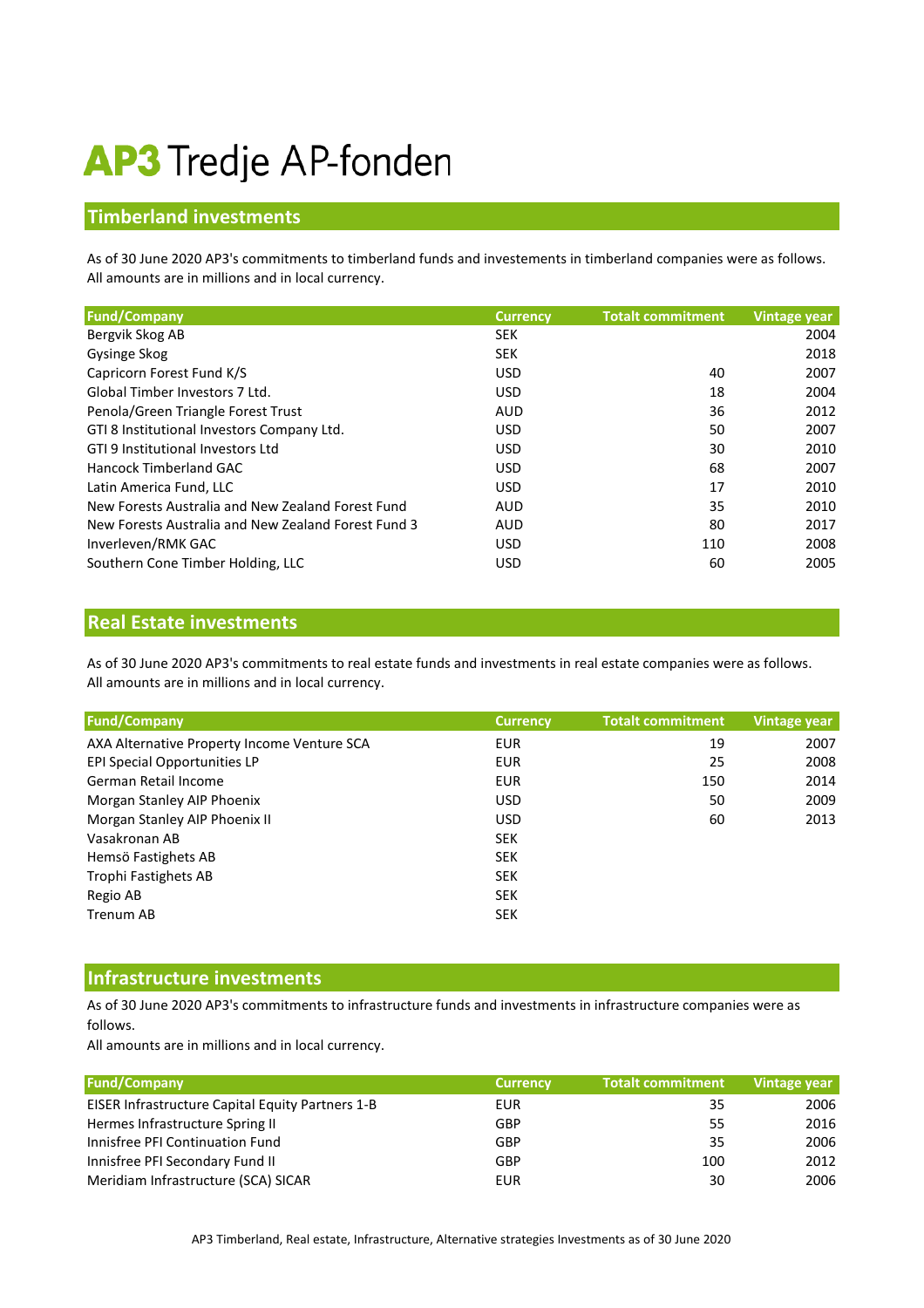# AP3 Tredje AP-fonden

## Timberland investments

As of 30 June 2020 AP3's commitments to timberland funds and investements in timberland companies were as follows.
All amounts are in millions and in local currency.

| Fund/Company | Currency | Totalt commitment | Vintage year |
|---|---|---|---|
| Bergvik Skog AB | SEK | | 2004 |
| Gysinge Skog | SEK | | 2018 |
| Capricorn Forest Fund K/S | USD | 40 | 2007 |
| Global Timber Investors 7 Ltd. | USD | 18 | 2004 |
| Penola/Green Triangle Forest Trust | AUD | 36 | 2012 |
| GTI 8 Institutional Investors Company Ltd. | USD | 50 | 2007 |
| GTI 9 Institutional Investors Ltd | USD | 30 | 2010 |
| Hancock Timberland GAC | USD | 68 | 2007 |
| Latin America Fund, LLC | USD | 17 | 2010 |
| New Forests Australia and New Zealand Forest Fund | AUD | 35 | 2010 |
| New Forests Australia and New Zealand Forest Fund 3 | AUD | 80 | 2017 |
| Inverleven/RMK GAC | USD | 110 | 2008 |
| Southern Cone Timber Holding, LLC | USD | 60 | 2005 |

## Real Estate investments

As of 30 June 2020 AP3's commitments to real estate funds and investments in real estate companies were as follows.
All amounts are in millions and in local currency.

| Fund/Company | Currency | Totalt commitment | Vintage year |
|---|---|---|---|
| AXA Alternative Property Income Venture SCA | EUR | 19 | 2007 |
| EPI Special Opportunities LP | EUR | 25 | 2008 |
| German Retail Income | EUR | 150 | 2014 |
| Morgan Stanley AIP Phoenix | USD | 50 | 2009 |
| Morgan Stanley AIP Phoenix II | USD | 60 | 2013 |
| Vasakronan AB | SEK | | |
| Hemsö Fastighets AB | SEK | | |
| Trophi Fastighets AB | SEK | | |
| Regio AB | SEK | | |
| Trenum AB | SEK | | |

## Infrastructure investments

As of 30 June 2020 AP3's commitments to infrastructure funds and investments in infrastructure companies were as follows.
All amounts are in millions and in local currency.

| Fund/Company | Currency | Totalt commitment | Vintage year |
|---|---|---|---|
| EISER Infrastructure Capital Equity Partners 1-B | EUR | 35 | 2006 |
| Hermes Infrastructure Spring II | GBP | 55 | 2016 |
| Innisfree PFI Continuation Fund | GBP | 35 | 2006 |
| Innisfree PFI Secondary Fund II | GBP | 100 | 2012 |
| Meridiam Infrastructure (SCA) SICAR | EUR | 30 | 2006 |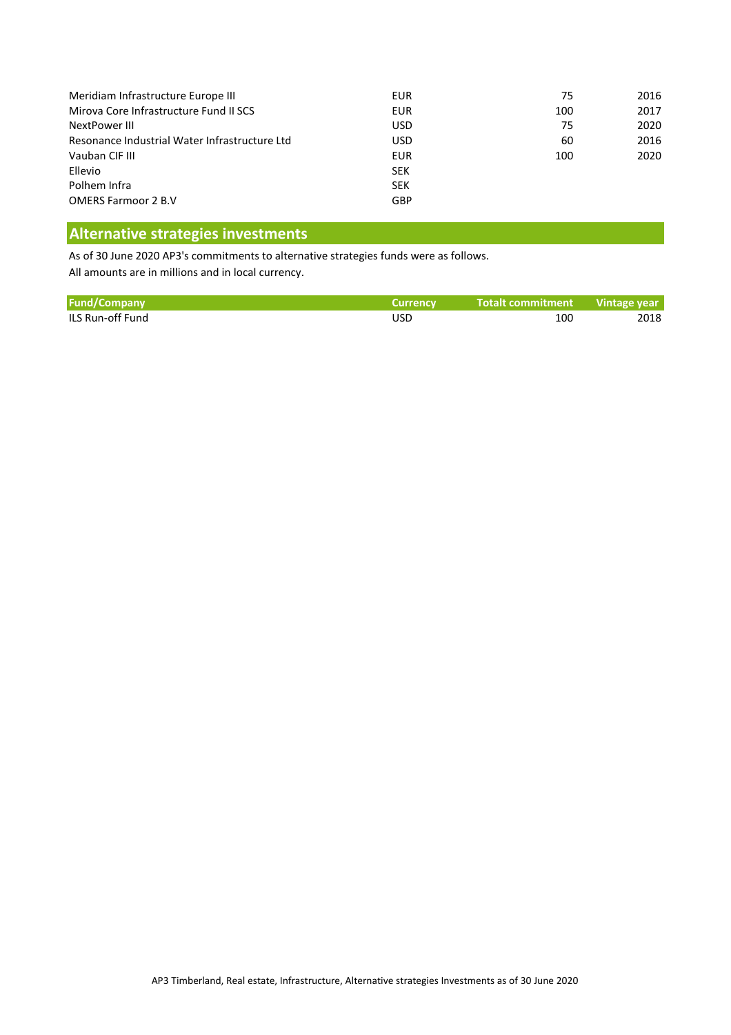| | | | |
|---|---|---|---|
| Meridiam Infrastructure Europe III | EUR | 75 | 2016 |
| Mirova Core Infrastructure Fund II SCS | EUR | 100 | 2017 |
| NextPower III | USD | 75 | 2020 |
| Resonance Industrial Water Infrastructure Ltd | USD | 60 | 2016 |
| Vauban CIF III | EUR | 100 | 2020 |
| Ellevio | SEK | | |
| Polhem Infra | SEK | | |
| OMERS Farmoor 2 B.V | GBP | | |

## Alternative strategies investments

As of 30 June 2020 AP3's commitments to alternative strategies funds were as follows.

All amounts are in millions and in local currency.

| Fund/Company | Currency | Totalt commitment | Vintage year |
|---|---|---|---|
| ILS Run-off Fund | USD | 100 | 2018 |